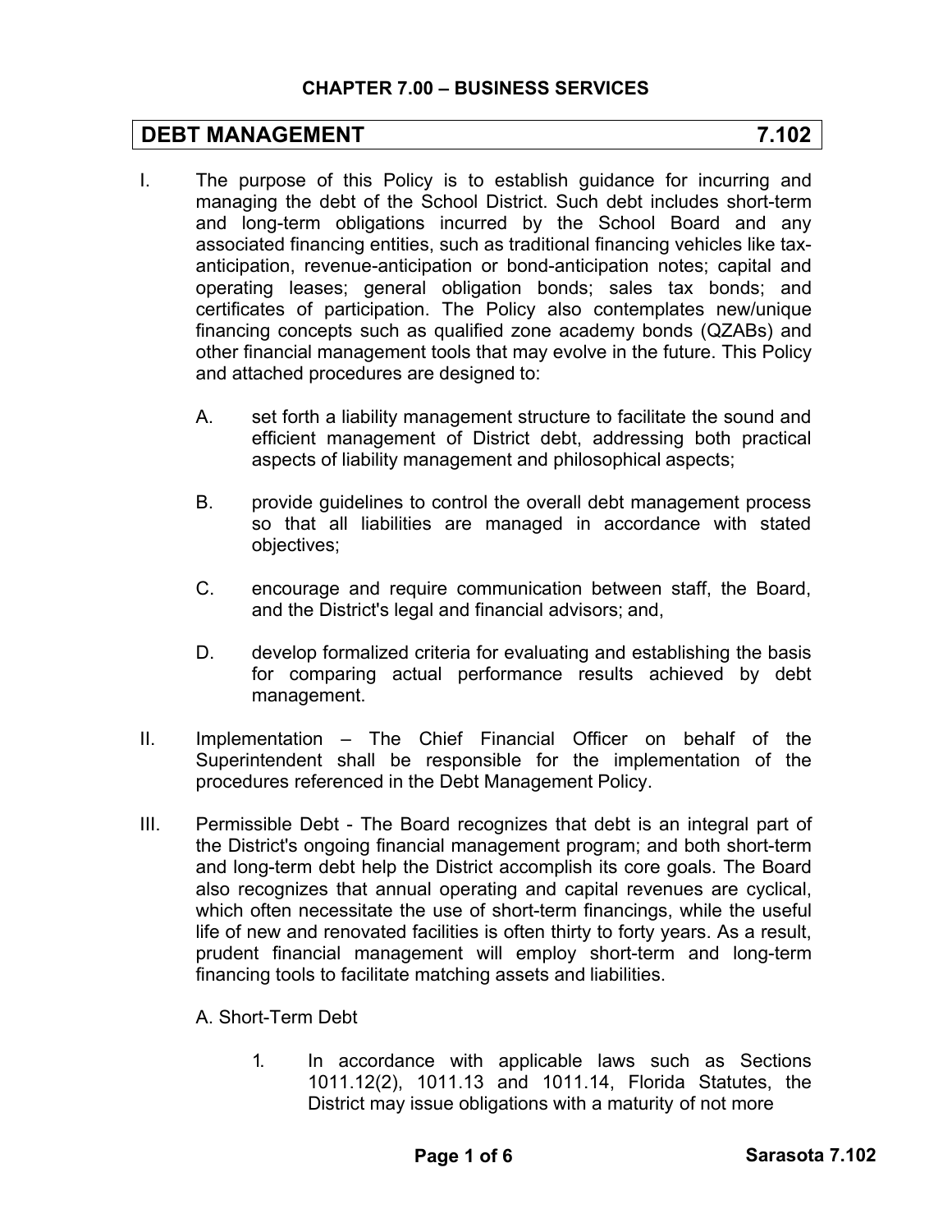## CHAPTER 7.00 – BUSINESS SERVICES

## DEBT MANAGEMENT 7.102

I. The purpose of this Policy is to establish guidance for incurring and managing the debt of the School District. Such debt includes short-term and long-term obligations incurred by the School Board and any associated financing entities, such as traditional financing vehicles like tax-anticipation, revenue-anticipation or bond-anticipation notes; capital and operating leases; general obligation bonds; sales tax bonds; and certificates of participation. The Policy also contemplates new/unique financing concepts such as qualified zone academy bonds (QZABs) and other financial management tools that may evolve in the future. This Policy and attached procedures are designed to:

   A. set forth a liability management structure to facilitate the sound and efficient management of District debt, addressing both practical aspects of liability management and philosophical aspects;

   B. provide guidelines to control the overall debt management process so that all liabilities are managed in accordance with stated objectives;

   C. encourage and require communication between staff, the Board, and the District's legal and financial advisors; and,

   D. develop formalized criteria for evaluating and establishing the basis for comparing actual performance results achieved by debt management.

II. Implementation – The Chief Financial Officer on behalf of the Superintendent shall be responsible for the implementation of the procedures referenced in the Debt Management Policy.

III. Permissible Debt - The Board recognizes that debt is an integral part of the District's ongoing financial management program; and both short-term and long-term debt help the District accomplish its core goals. The Board also recognizes that annual operating and capital revenues are cyclical, which often necessitate the use of short-term financings, while the useful life of new and renovated facilities is often thirty to forty years. As a result, prudent financial management will employ short-term and long-term financing tools to facilitate matching assets and liabilities.

   A. Short-Term Debt

      1. In accordance with applicable laws such as Sections 1011.12(2), 1011.13 and 1011.14, Florida Statutes, the District may issue obligations with a maturity of not more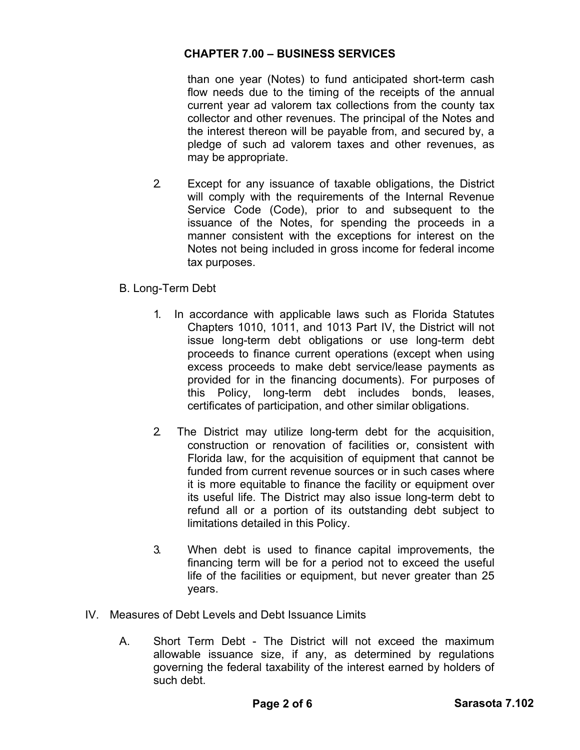than one year (Notes) to fund anticipated short-term cash flow needs due to the timing of the receipts of the annual current year ad valorem tax collections from the county tax collector and other revenues. The principal of the Notes and the interest thereon will be payable from, and secured by, a pledge of such ad valorem taxes and other revenues, as may be appropriate.

2. Except for any issuance of taxable obligations, the District will comply with the requirements of the Internal Revenue Service Code (Code), prior to and subsequent to the issuance of the Notes, for spending the proceeds in a manner consistent with the exceptions for interest on the Notes not being included in gross income for federal income tax purposes.

B. Long-Term Debt

1. In accordance with applicable laws such as Florida Statutes Chapters 1010, 1011, and 1013 Part IV, the District will not issue long-term debt obligations or use long-term debt proceeds to finance current operations (except when using excess proceeds to make debt service/lease payments as provided for in the financing documents). For purposes of this Policy, long-term debt includes bonds, leases, certificates of participation, and other similar obligations.

2. The District may utilize long-term debt for the acquisition, construction or renovation of facilities or, consistent with Florida law, for the acquisition of equipment that cannot be funded from current revenue sources or in such cases where it is more equitable to finance the facility or equipment over its useful life. The District may also issue long-term debt to refund all or a portion of its outstanding debt subject to limitations detailed in this Policy.

3. When debt is used to finance capital improvements, the financing term will be for a period not to exceed the useful life of the facilities or equipment, but never greater than 25 years.

IV. Measures of Debt Levels and Debt Issuance Limits

A. Short Term Debt - The District will not exceed the maximum allowable issuance size, if any, as determined by regulations governing the federal taxability of the interest earned by holders of such debt.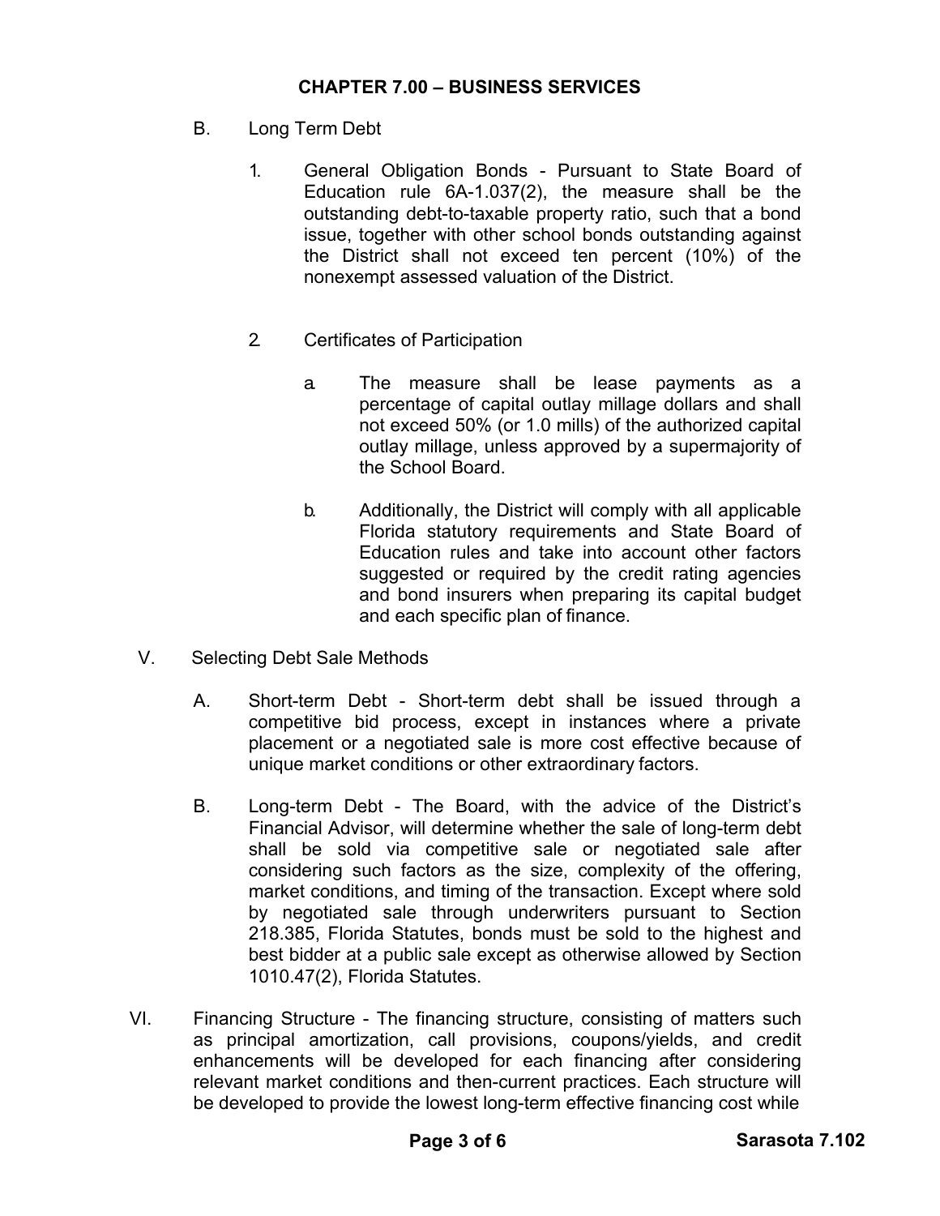## CHAPTER 7.00 – BUSINESS SERVICES

B. Long Term Debt

1. General Obligation Bonds - Pursuant to State Board of Education rule 6A-1.037(2), the measure shall be the outstanding debt-to-taxable property ratio, such that a bond issue, together with other school bonds outstanding against the District shall not exceed ten percent (10%) of the nonexempt assessed valuation of the District.

2. Certificates of Participation

   a. The measure shall be lease payments as a percentage of capital outlay millage dollars and shall not exceed 50% (or 1.0 mills) of the authorized capital outlay millage, unless approved by a supermajority of the School Board.

   b. Additionally, the District will comply with all applicable Florida statutory requirements and State Board of Education rules and take into account other factors suggested or required by the credit rating agencies and bond insurers when preparing its capital budget and each specific plan of finance.

V. Selecting Debt Sale Methods

A. Short-term Debt - Short-term debt shall be issued through a competitive bid process, except in instances where a private placement or a negotiated sale is more cost effective because of unique market conditions or other extraordinary factors.

B. Long-term Debt - The Board, with the advice of the District's Financial Advisor, will determine whether the sale of long-term debt shall be sold via competitive sale or negotiated sale after considering such factors as the size, complexity of the offering, market conditions, and timing of the transaction. Except where sold by negotiated sale through underwriters pursuant to Section 218.385, Florida Statutes, bonds must be sold to the highest and best bidder at a public sale except as otherwise allowed by Section 1010.47(2), Florida Statutes.

VI. Financing Structure - The financing structure, consisting of matters such as principal amortization, call provisions, coupons/yields, and credit enhancements will be developed for each financing after considering relevant market conditions and then-current practices. Each structure will be developed to provide the lowest long-term effective financing cost while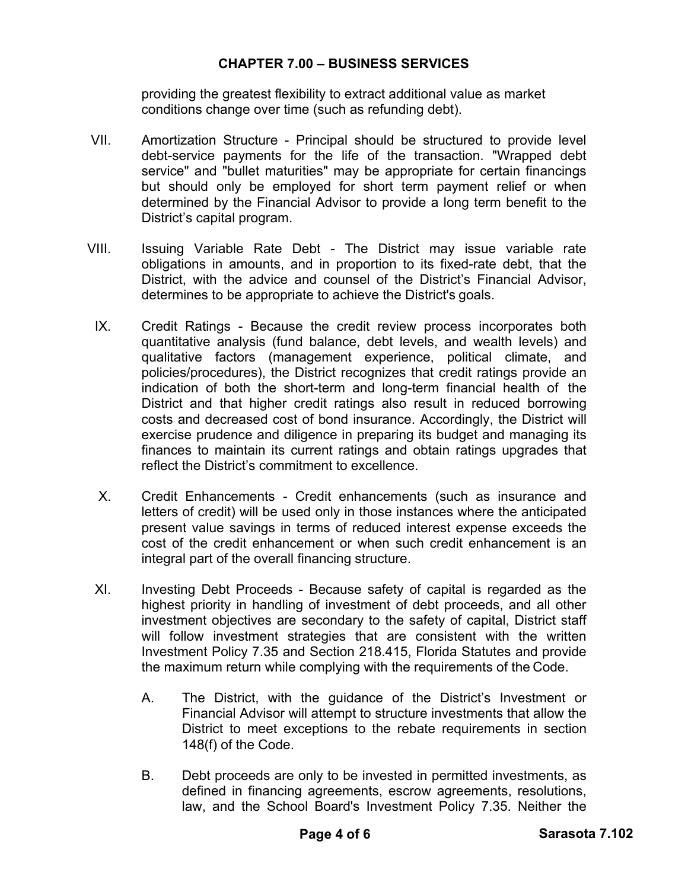providing the greatest flexibility to extract additional value as market conditions change over time (such as refunding debt).

VII. Amortization Structure - Principal should be structured to provide level debt-service payments for the life of the transaction. "Wrapped debt service" and "bullet maturities" may be appropriate for certain financings but should only be employed for short term payment relief or when determined by the Financial Advisor to provide a long term benefit to the District's capital program.

VIII. Issuing Variable Rate Debt - The District may issue variable rate obligations in amounts, and in proportion to its fixed-rate debt, that the District, with the advice and counsel of the District's Financial Advisor, determines to be appropriate to achieve the District's goals.

IX. Credit Ratings - Because the credit review process incorporates both quantitative analysis (fund balance, debt levels, and wealth levels) and qualitative factors (management experience, political climate, and policies/procedures), the District recognizes that credit ratings provide an indication of both the short-term and long-term financial health of the District and that higher credit ratings also result in reduced borrowing costs and decreased cost of bond insurance. Accordingly, the District will exercise prudence and diligence in preparing its budget and managing its finances to maintain its current ratings and obtain ratings upgrades that reflect the District's commitment to excellence.

X. Credit Enhancements - Credit enhancements (such as insurance and letters of credit) will be used only in those instances where the anticipated present value savings in terms of reduced interest expense exceeds the cost of the credit enhancement or when such credit enhancement is an integral part of the overall financing structure.

XI. Investing Debt Proceeds - Because safety of capital is regarded as the highest priority in handling of investment of debt proceeds, and all other investment objectives are secondary to the safety of capital, District staff will follow investment strategies that are consistent with the written Investment Policy 7.35 and Section 218.415, Florida Statutes and provide the maximum return while complying with the requirements of the Code.

   A. The District, with the guidance of the District's Investment or Financial Advisor will attempt to structure investments that allow the District to meet exceptions to the rebate requirements in section 148(f) of the Code.

   B. Debt proceeds are only to be invested in permitted investments, as defined in financing agreements, escrow agreements, resolutions, law, and the School Board's Investment Policy 7.35. Neither the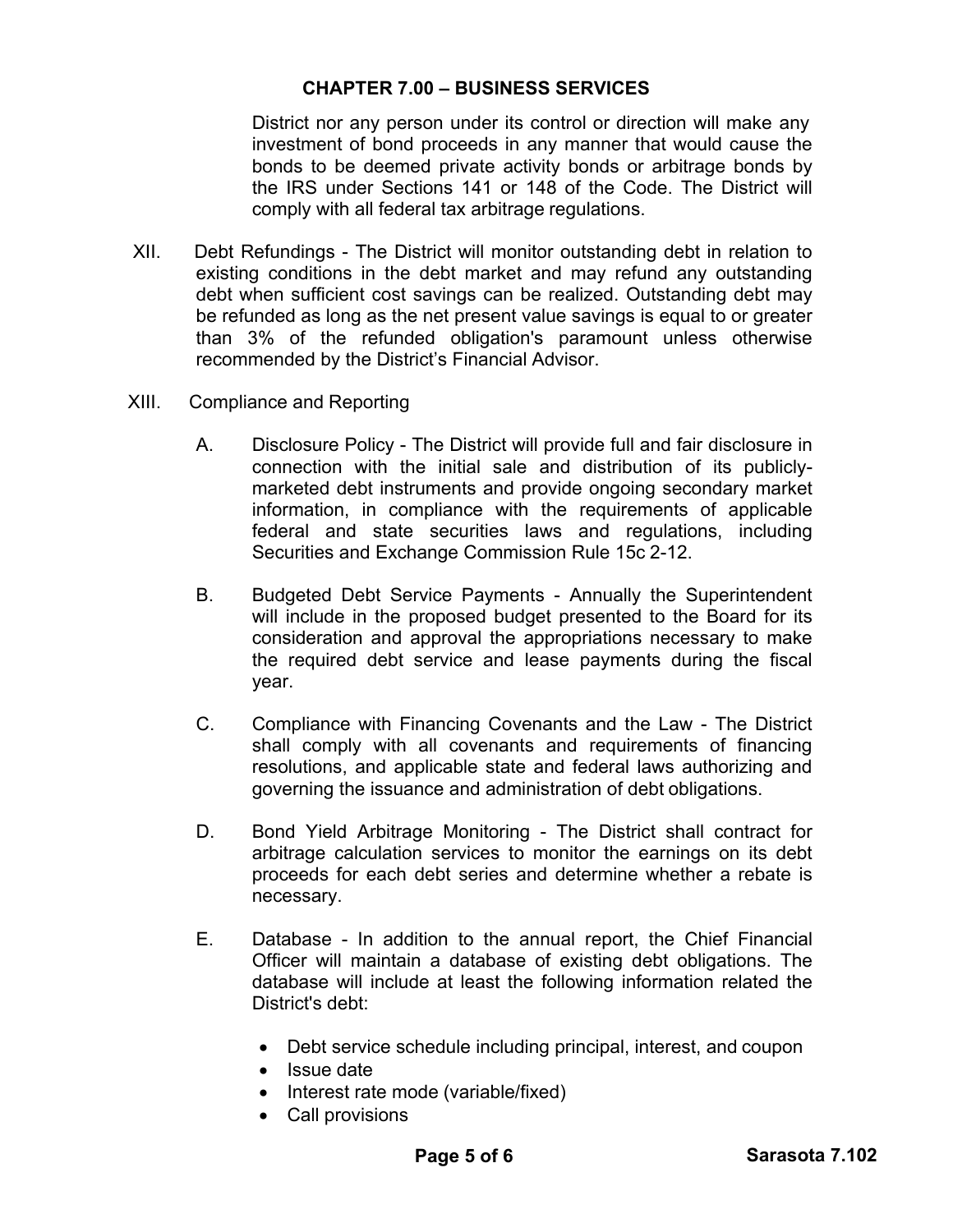District nor any person under its control or direction will make any investment of bond proceeds in any manner that would cause the bonds to be deemed private activity bonds or arbitrage bonds by the IRS under Sections 141 or 148 of the Code. The District will comply with all federal tax arbitrage regulations.

XII. Debt Refundings - The District will monitor outstanding debt in relation to existing conditions in the debt market and may refund any outstanding debt when sufficient cost savings can be realized. Outstanding debt may be refunded as long as the net present value savings is equal to or greater than 3% of the refunded obligation's paramount unless otherwise recommended by the District's Financial Advisor.

XIII. Compliance and Reporting

A. Disclosure Policy - The District will provide full and fair disclosure in connection with the initial sale and distribution of its publicly-marketed debt instruments and provide ongoing secondary market information, in compliance with the requirements of applicable federal and state securities laws and regulations, including Securities and Exchange Commission Rule 15c 2-12.

B. Budgeted Debt Service Payments - Annually the Superintendent will include in the proposed budget presented to the Board for its consideration and approval the appropriations necessary to make the required debt service and lease payments during the fiscal year.

C. Compliance with Financing Covenants and the Law - The District shall comply with all covenants and requirements of financing resolutions, and applicable state and federal laws authorizing and governing the issuance and administration of debt obligations.

D. Bond Yield Arbitrage Monitoring - The District shall contract for arbitrage calculation services to monitor the earnings on its debt proceeds for each debt series and determine whether a rebate is necessary.

E. Database - In addition to the annual report, the Chief Financial Officer will maintain a database of existing debt obligations. The database will include at least the following information related the District's debt:

- Debt service schedule including principal, interest, and coupon
- Issue date
- Interest rate mode (variable/fixed)
- Call provisions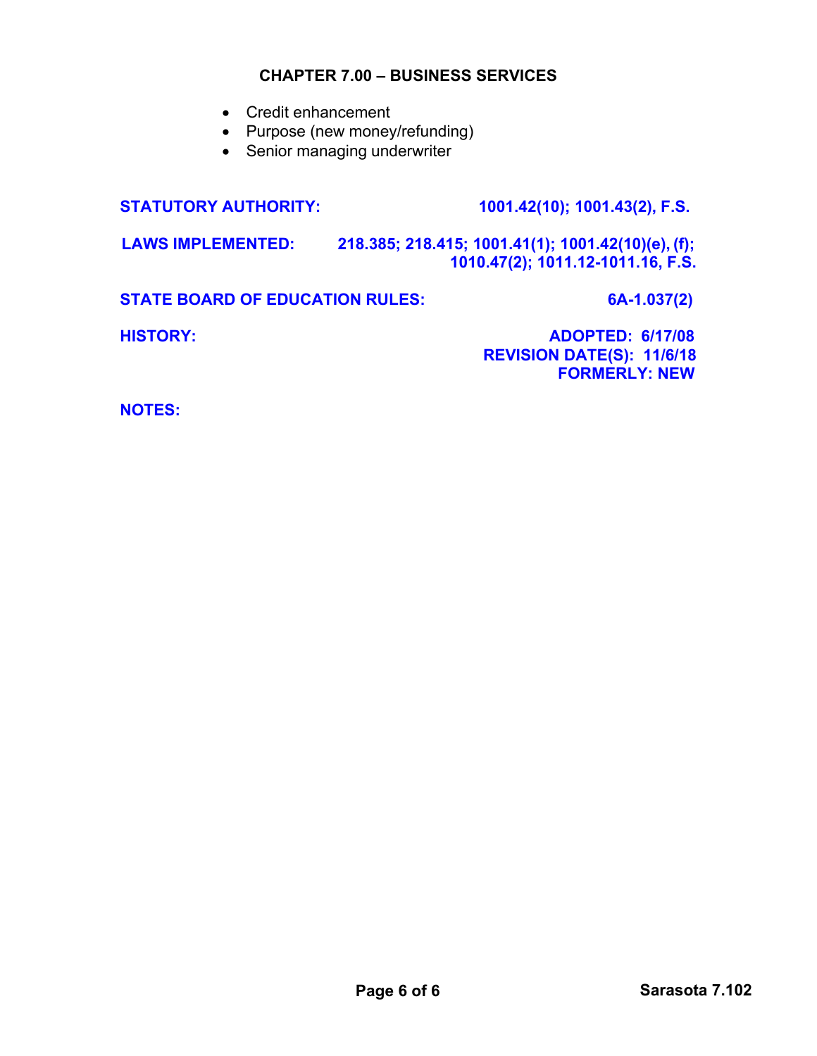## CHAPTER 7.00 – BUSINESS SERVICES

- Credit enhancement
- Purpose (new money/refunding)
- Senior managing underwriter

**STATUTORY AUTHORITY:** **1001.42(10); 1001.43(2), F.S.**

**LAWS IMPLEMENTED:** **218.385; 218.415; 1001.41(1); 1001.42(10)(e), (f); 1010.47(2); 1011.12-1011.16, F.S.**

**STATE BOARD OF EDUCATION RULES:** **6A-1.037(2)**

**HISTORY:** **ADOPTED: 6/17/08**
**REVISION DATE(S): 11/6/18**
**FORMERLY: NEW**

**NOTES:**